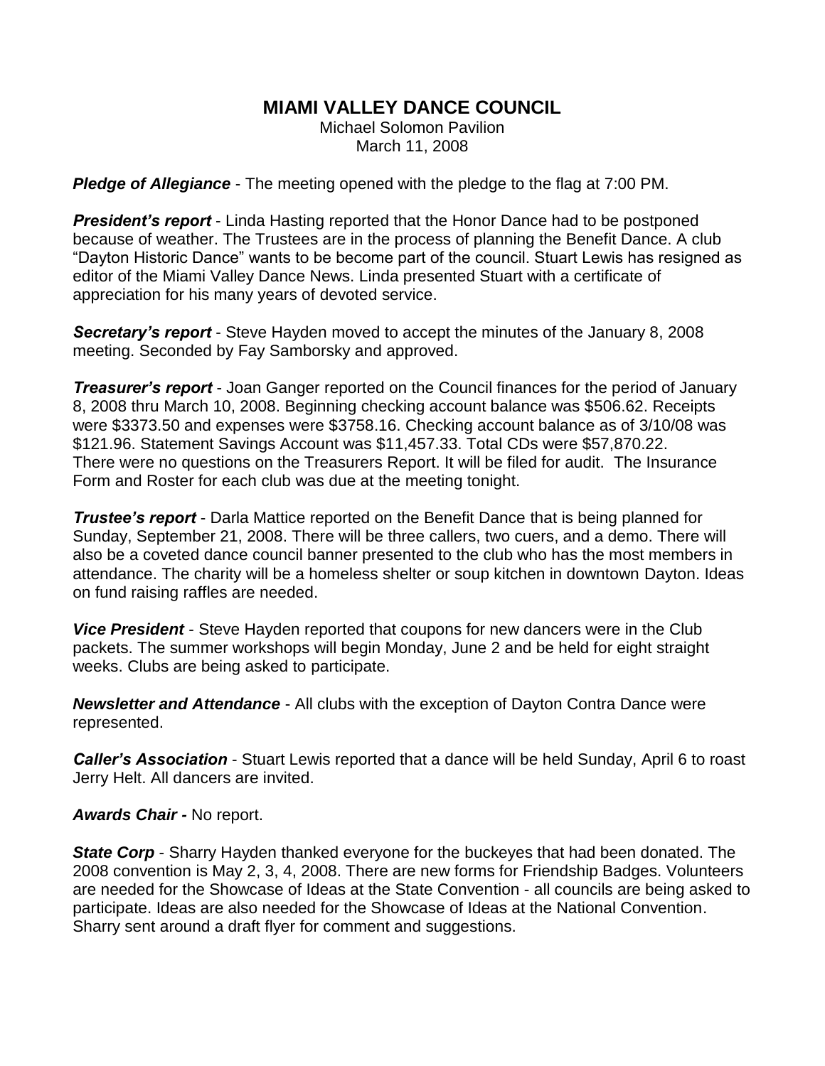# MIAMI VALLEY DANCE COUNCIL

Michael Solomon Pavilion
March 11, 2008

***Pledge of Allegiance*** - The meeting opened with the pledge to the flag at 7:00 PM.

***President's report*** - Linda Hasting reported that the Honor Dance had to be postponed because of weather. The Trustees are in the process of planning the Benefit Dance. A club "Dayton Historic Dance" wants to be become part of the council. Stuart Lewis has resigned as editor of the Miami Valley Dance News. Linda presented Stuart with a certificate of appreciation for his many years of devoted service.

***Secretary's report*** - Steve Hayden moved to accept the minutes of the January 8, 2008 meeting. Seconded by Fay Samborsky and approved.

***Treasurer's report*** - Joan Ganger reported on the Council finances for the period of January 8, 2008 thru March 10, 2008. Beginning checking account balance was $506.62. Receipts were $3373.50 and expenses were $3758.16. Checking account balance as of 3/10/08 was $121.96. Statement Savings Account was $11,457.33. Total CDs were $57,870.22. There were no questions on the Treasurers Report. It will be filed for audit. The Insurance Form and Roster for each club was due at the meeting tonight.

***Trustee's report*** - Darla Mattice reported on the Benefit Dance that is being planned for Sunday, September 21, 2008. There will be three callers, two cuers, and a demo. There will also be a coveted dance council banner presented to the club who has the most members in attendance. The charity will be a homeless shelter or soup kitchen in downtown Dayton. Ideas on fund raising raffles are needed.

***Vice President*** - Steve Hayden reported that coupons for new dancers were in the Club packets. The summer workshops will begin Monday, June 2 and be held for eight straight weeks. Clubs are being asked to participate.

***Newsletter and Attendance*** - All clubs with the exception of Dayton Contra Dance were represented.

***Caller's Association*** - Stuart Lewis reported that a dance will be held Sunday, April 6 to roast Jerry Helt. All dancers are invited.

***Awards Chair -*** No report.

***State Corp*** - Sharry Hayden thanked everyone for the buckeyes that had been donated. The 2008 convention is May 2, 3, 4, 2008. There are new forms for Friendship Badges. Volunteers are needed for the Showcase of Ideas at the State Convention - all councils are being asked to participate. Ideas are also needed for the Showcase of Ideas at the National Convention. Sharry sent around a draft flyer for comment and suggestions.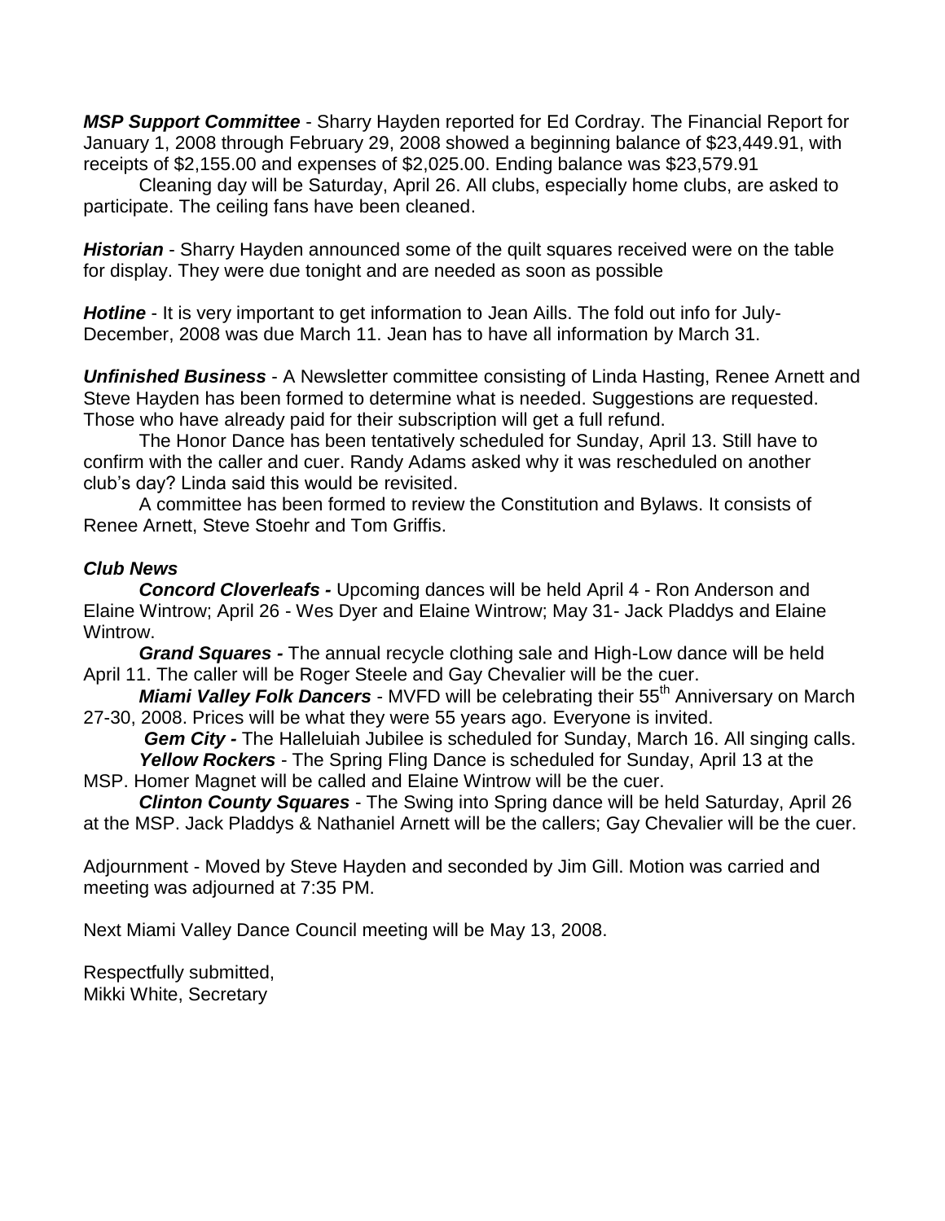***MSP Support Committee*** - Sharry Hayden reported for Ed Cordray. The Financial Report for January 1, 2008 through February 29, 2008 showed a beginning balance of $23,449.91, with receipts of $2,155.00 and expenses of $2,025.00. Ending balance was $23,579.91

Cleaning day will be Saturday, April 26. All clubs, especially home clubs, are asked to participate. The ceiling fans have been cleaned.

***Historian*** - Sharry Hayden announced some of the quilt squares received were on the table for display. They were due tonight and are needed as soon as possible

***Hotline*** - It is very important to get information to Jean Aills. The fold out info for July-December, 2008 was due March 11. Jean has to have all information by March 31.

***Unfinished Business*** - A Newsletter committee consisting of Linda Hasting, Renee Arnett and Steve Hayden has been formed to determine what is needed. Suggestions are requested. Those who have already paid for their subscription will get a full refund.

The Honor Dance has been tentatively scheduled for Sunday, April 13. Still have to confirm with the caller and cuer. Randy Adams asked why it was rescheduled on another club's day? Linda said this would be revisited.

A committee has been formed to review the Constitution and Bylaws. It consists of Renee Arnett, Steve Stoehr and Tom Griffis.

***Club News***

***Concord Cloverleafs -*** Upcoming dances will be held April 4 - Ron Anderson and Elaine Wintrow; April 26 - Wes Dyer and Elaine Wintrow; May 31- Jack Pladdys and Elaine Wintrow.

***Grand Squares -*** The annual recycle clothing sale and High-Low dance will be held April 11. The caller will be Roger Steele and Gay Chevalier will be the cuer.

***Miami Valley Folk Dancers*** - MVFD will be celebrating their 55th Anniversary on March 27-30, 2008. Prices will be what they were 55 years ago. Everyone is invited.

***Gem City -*** The Halleluiah Jubilee is scheduled for Sunday, March 16. All singing calls.

***Yellow Rockers*** - The Spring Fling Dance is scheduled for Sunday, April 13 at the MSP. Homer Magnet will be called and Elaine Wintrow will be the cuer.

***Clinton County Squares*** - The Swing into Spring dance will be held Saturday, April 26 at the MSP. Jack Pladdys & Nathaniel Arnett will be the callers; Gay Chevalier will be the cuer.

Adjournment - Moved by Steve Hayden and seconded by Jim Gill. Motion was carried and meeting was adjourned at 7:35 PM.

Next Miami Valley Dance Council meeting will be May 13, 2008.

Respectfully submitted,
Mikki White, Secretary